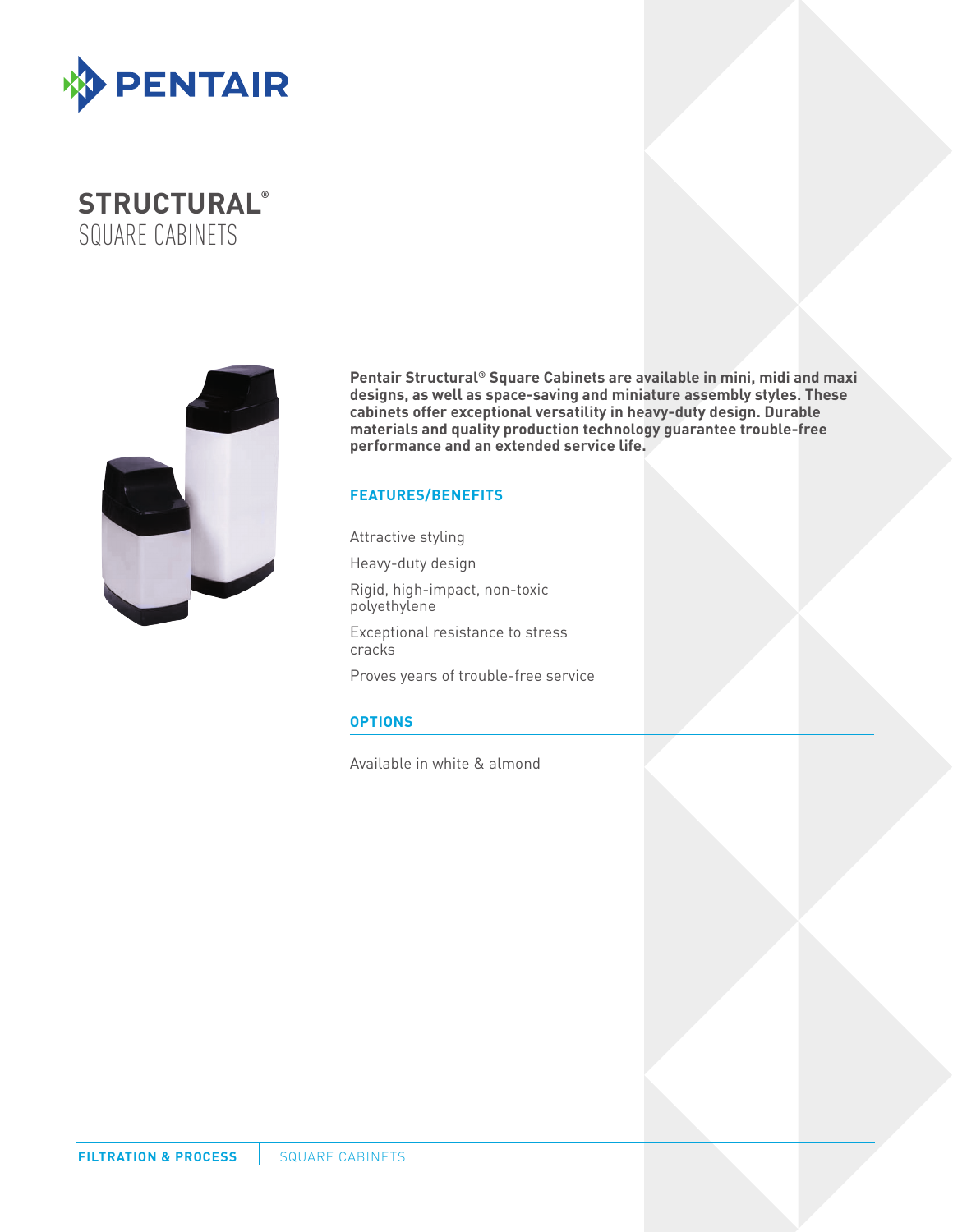# STRUCTURAL® SQUARE CABINETS

**Pentair Structural® Square Cabinets are available in mini, midi and maxi designs, as well as space-saving and miniature assembly styles. These cabinets offer exceptional versatility in heavy-duty design. Durable materials and quality production technology guarantee trouble-free performance and an extended service life.**

## FEATURES/BENEFITS

Attractive styling

Heavy-duty design

Rigid, high-impact, non-toxic polyethylene

Exceptional resistance to stress cracks

Proves years of trouble-free service

## OPTIONS

Available in white & almond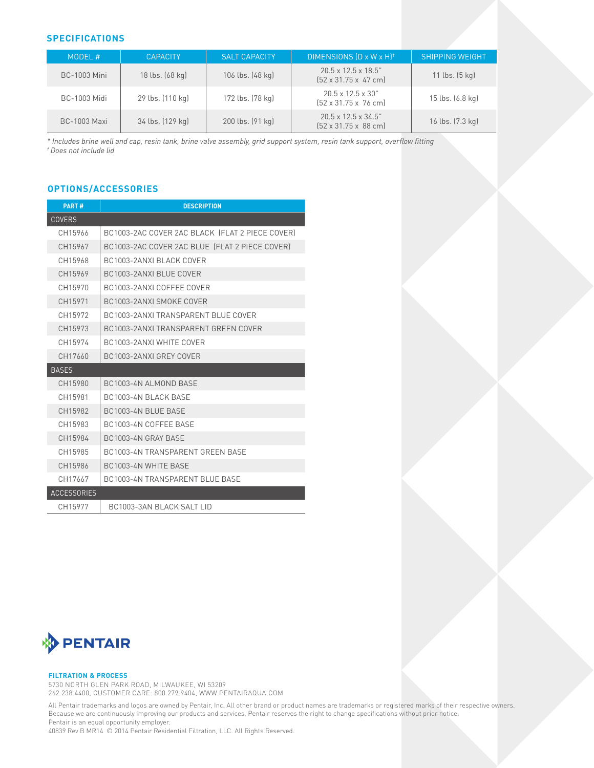## SPECIFICATIONS

| MODEL # | CAPACITY | SALT CAPACITY | DIMENSIONS (D x W x H)† | SHIPPING WEIGHT |
|---|---|---|---|---|
| BC-1003 Mini | 18 lbs. (68 kg) | 106 lbs. (48 kg) | 20.5 x 12.5 x 18.5" (52 x 31.75 x 47 cm) | 11 lbs. (5 kg) |
| BC-1003 Midi | 29 lbs. (110 kg) | 172 lbs. (78 kg) | 20.5 x 12.5 x 30" (52 x 31.75 x 76 cm) | 15 lbs. (6.8 kg) |
| BC-1003 Maxi | 34 lbs. (129 kg) | 200 lbs. (91 kg) | 20.5 x 12.5 x 34.5" (52 x 31.75 x 88 cm) | 16 lbs. (7.3 kg) |

*\* Includes brine well and cap, resin tank, brine valve assembly, grid support system, resin tank support, overflow fitting*
*† Does not include lid*

## OPTIONS/ACCESSORIES

| PART # | DESCRIPTION |
|---|---|
| COVERS | |
| CH15966 | BC1003-2AC COVER 2AC BLACK (FLAT 2 PIECE COVER) |
| CH15967 | BC1003-2AC COVER 2AC BLUE (FLAT 2 PIECE COVER) |
| CH15968 | BC1003-2ANXI BLACK COVER |
| CH15969 | BC1003-2ANXI BLUE COVER |
| CH15970 | BC1003-2ANXI COFFEE COVER |
| CH15971 | BC1003-2ANXI SMOKE COVER |
| CH15972 | BC1003-2ANXI TRANSPARENT BLUE COVER |
| CH15973 | BC1003-2ANXI TRANSPARENT GREEN COVER |
| CH15974 | BC1003-2ANXI WHITE COVER |
| CH17660 | BC1003-2ANXI GREY COVER |
| BASES | |
| CH15980 | BC1003-4N ALMOND BASE |
| CH15981 | BC1003-4N BLACK BASE |
| CH15982 | BC1003-4N BLUE BASE |
| CH15983 | BC1003-4N COFFEE BASE |
| CH15984 | BC1003-4N GRAY BASE |
| CH15985 | BC1003-4N TRANSPARENT GREEN BASE |
| CH15986 | BC1003-4N WHITE BASE |
| CH17667 | BC1003-4N TRANSPARENT BLUE BASE |
| ACCESSORIES | |
| CH15977 | BC1003-3AN BLACK SALT LID |

PENTAIR

**FILTRATION & PROCESS**
5730 NORTH GLEN PARK ROAD, MILWAUKEE, WI 53209
262.238.4400, CUSTOMER CARE: 800.279.9404, WWW.PENTAIRAQUA.COM

All Pentair trademarks and logos are owned by Pentair, Inc. All other brand or product names are trademarks or registered marks of their respective owners.
Because we are continuously improving our products and services, Pentair reserves the right to change specifications without prior notice.
Pentair is an equal opportunity employer.
40839 Rev B MR14 © 2014 Pentair Residential Filtration, LLC. All Rights Reserved.